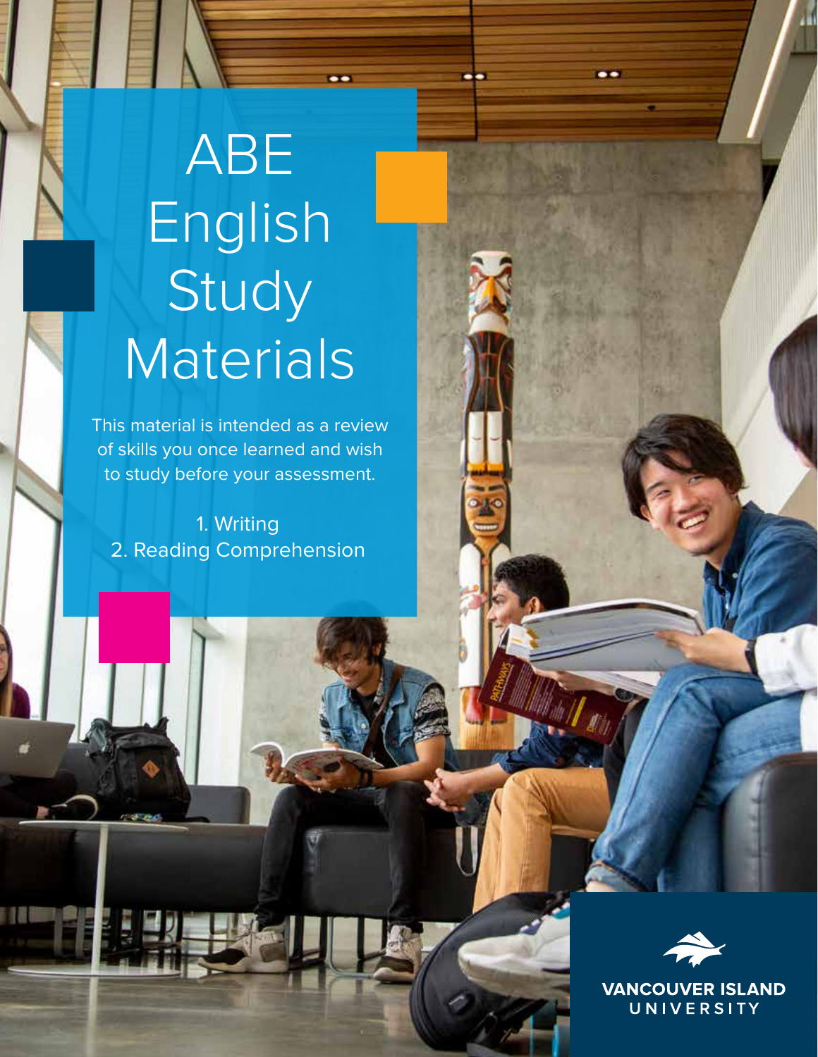# ABE English Study Materials

This material is intended as a review of skills you once learned and wish to study before your assessment.

1. Writing
2. Reading Comprehension

VANCOUVER ISLAND UNIVERSITY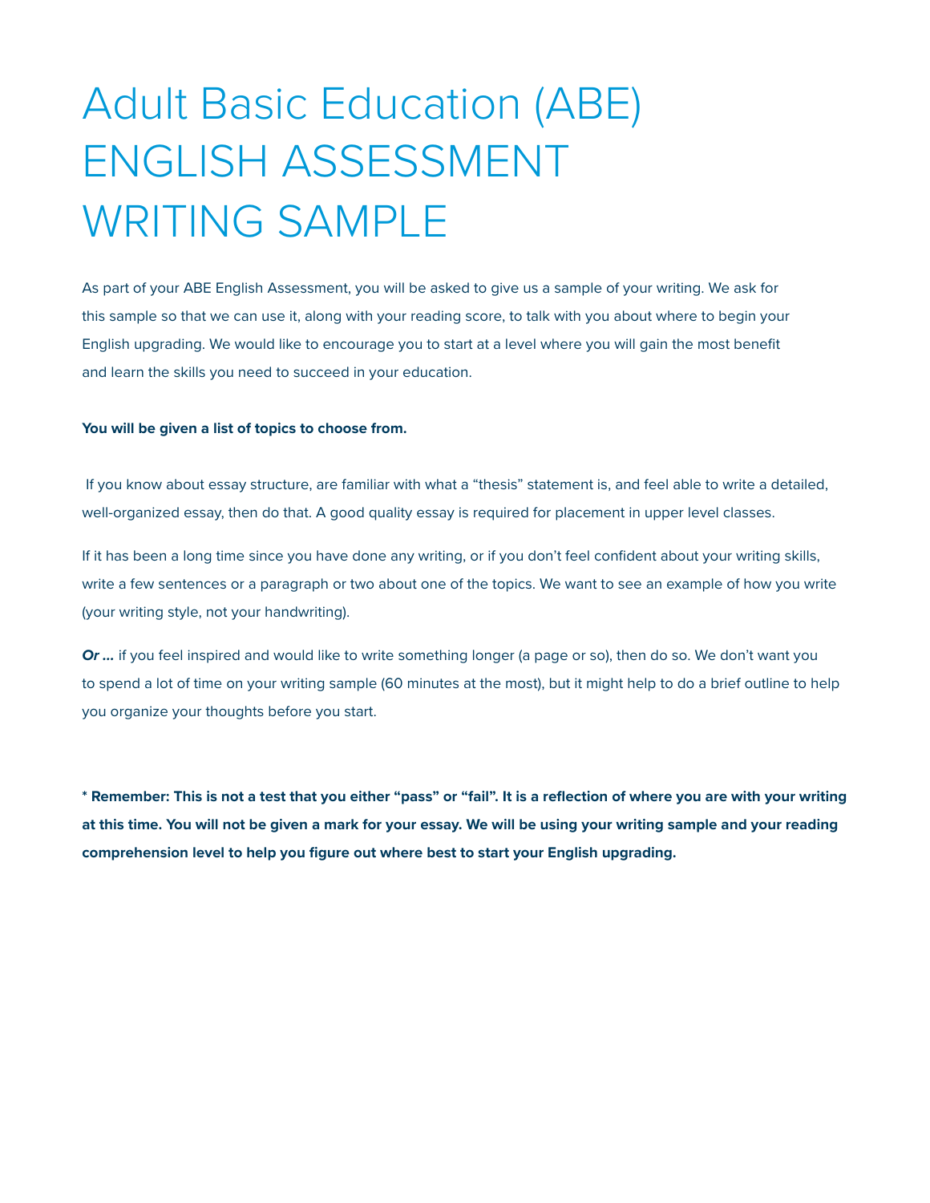# Adult Basic Education (ABE) ENGLISH ASSESSMENT WRITING SAMPLE

As part of your ABE English Assessment, you will be asked to give us a sample of your writing. We ask for this sample so that we can use it, along with your reading score, to talk with you about where to begin your English upgrading. We would like to encourage you to start at a level where you will gain the most benefit and learn the skills you need to succeed in your education.

**You will be given a list of topics to choose from.**

If you know about essay structure, are familiar with what a "thesis" statement is, and feel able to write a detailed, well-organized essay, then do that. A good quality essay is required for placement in upper level classes.

If it has been a long time since you have done any writing, or if you don't feel confident about your writing skills, write a few sentences or a paragraph or two about one of the topics. We want to see an example of how you write (your writing style, not your handwriting).

***Or …*** if you feel inspired and would like to write something longer (a page or so), then do so. We don't want you to spend a lot of time on your writing sample (60 minutes at the most), but it might help to do a brief outline to help you organize your thoughts before you start.

**\* Remember: This is not a test that you either "pass" or "fail". It is a reflection of where you are with your writing at this time. You will not be given a mark for your essay. We will be using your writing sample and your reading comprehension level to help you figure out where best to start your English upgrading.**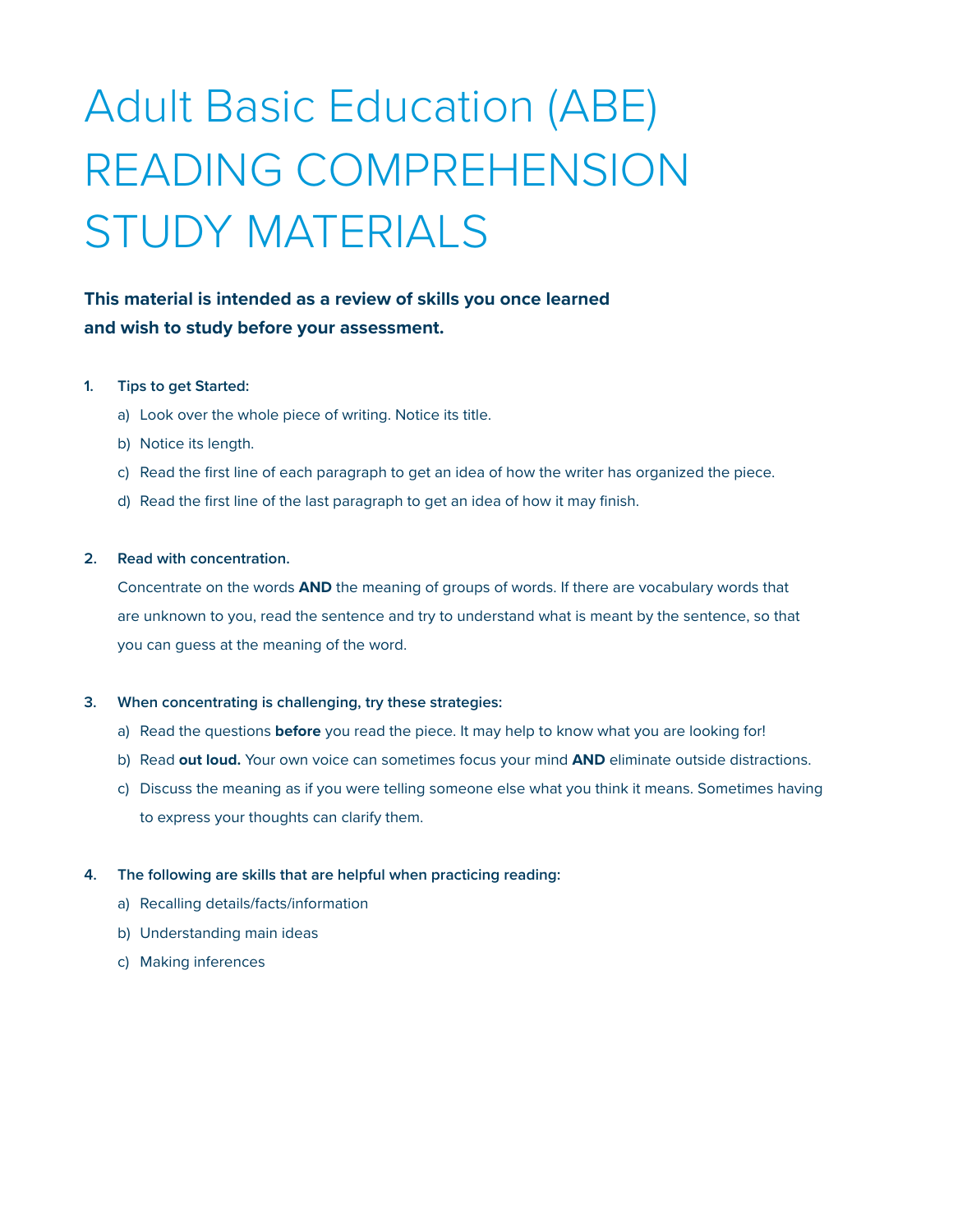# Adult Basic Education (ABE) READING COMPREHENSION STUDY MATERIALS

**This material is intended as a review of skills you once learned and wish to study before your assessment.**

1. **Tips to get Started:**
   a) Look over the whole piece of writing. Notice its title.
   b) Notice its length.
   c) Read the first line of each paragraph to get an idea of how the writer has organized the piece.
   d) Read the first line of the last paragraph to get an idea of how it may finish.

2. **Read with concentration.**

   Concentrate on the words **AND** the meaning of groups of words. If there are vocabulary words that are unknown to you, read the sentence and try to understand what is meant by the sentence, so that you can guess at the meaning of the word.

3. **When concentrating is challenging, try these strategies:**
   a) Read the questions **before** you read the piece. It may help to know what you are looking for!
   b) Read **out loud.** Your own voice can sometimes focus your mind **AND** eliminate outside distractions.
   c) Discuss the meaning as if you were telling someone else what you think it means. Sometimes having to express your thoughts can clarify them.

4. **The following are skills that are helpful when practicing reading:**
   a) Recalling details/facts/information
   b) Understanding main ideas
   c) Making inferences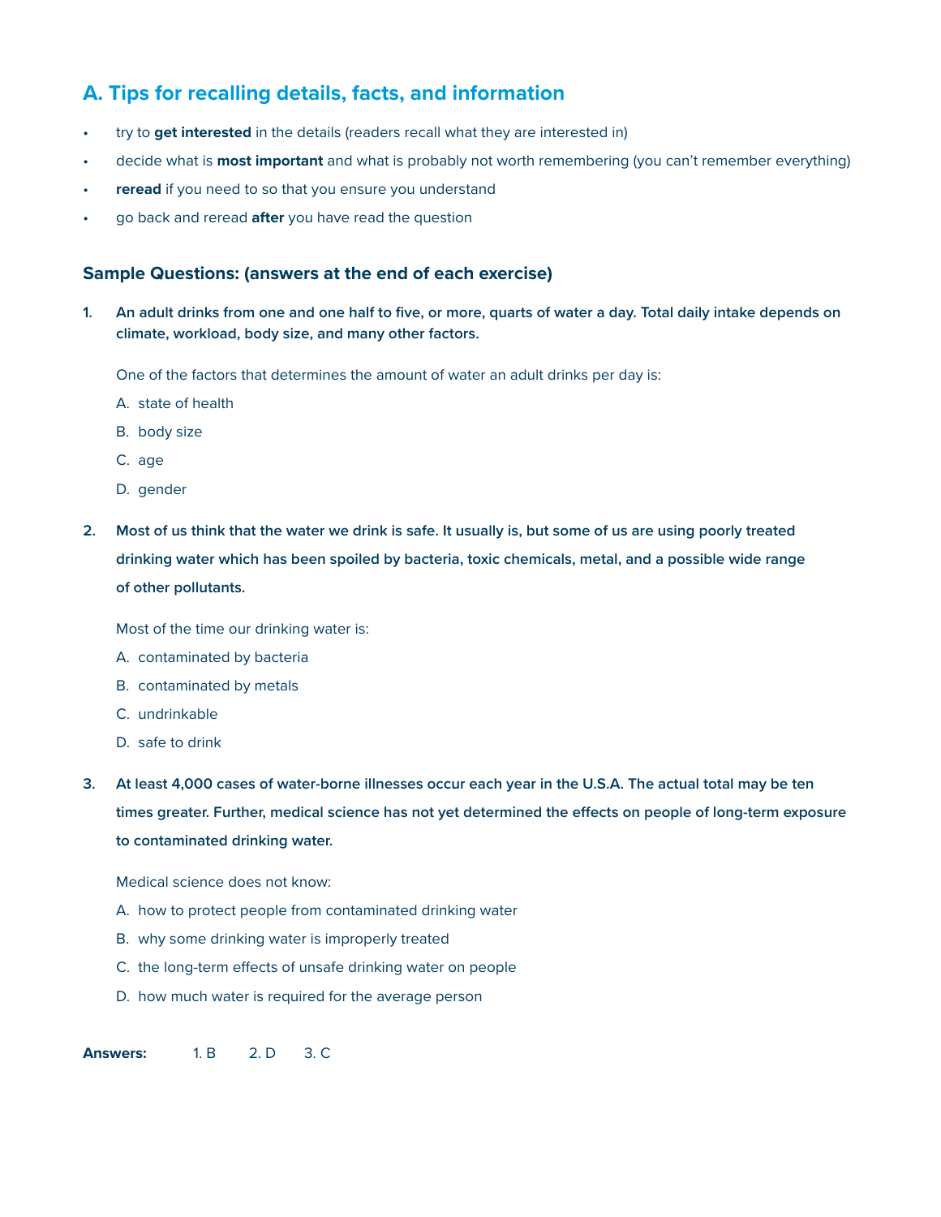## A. Tips for recalling details, facts, and information

- try to **get interested** in the details (readers recall what they are interested in)
- decide what is **most important** and what is probably not worth remembering (you can't remember everything)
- **reread** if you need to so that you ensure you understand
- go back and reread **after** you have read the question

### Sample Questions: (answers at the end of each exercise)

1. **An adult drinks from one and one half to five, or more, quarts of water a day. Total daily intake depends on climate, workload, body size, and many other factors.**

   One of the factors that determines the amount of water an adult drinks per day is:

   A. state of health

   B. body size

   C. age

   D. gender

2. **Most of us think that the water we drink is safe. It usually is, but some of us are using poorly treated drinking water which has been spoiled by bacteria, toxic chemicals, metal, and a possible wide range of other pollutants.**

   Most of the time our drinking water is:

   A. contaminated by bacteria

   B. contaminated by metals

   C. undrinkable

   D. safe to drink

3. **At least 4,000 cases of water-borne illnesses occur each year in the U.S.A. The actual total may be ten times greater. Further, medical science has not yet determined the effects on people of long-term exposure to contaminated drinking water.**

   Medical science does not know:

   A. how to protect people from contaminated drinking water

   B. why some drinking water is improperly treated

   C. the long-term effects of unsafe drinking water on people

   D. how much water is required for the average person

**Answers:** 1. B 2. D 3. C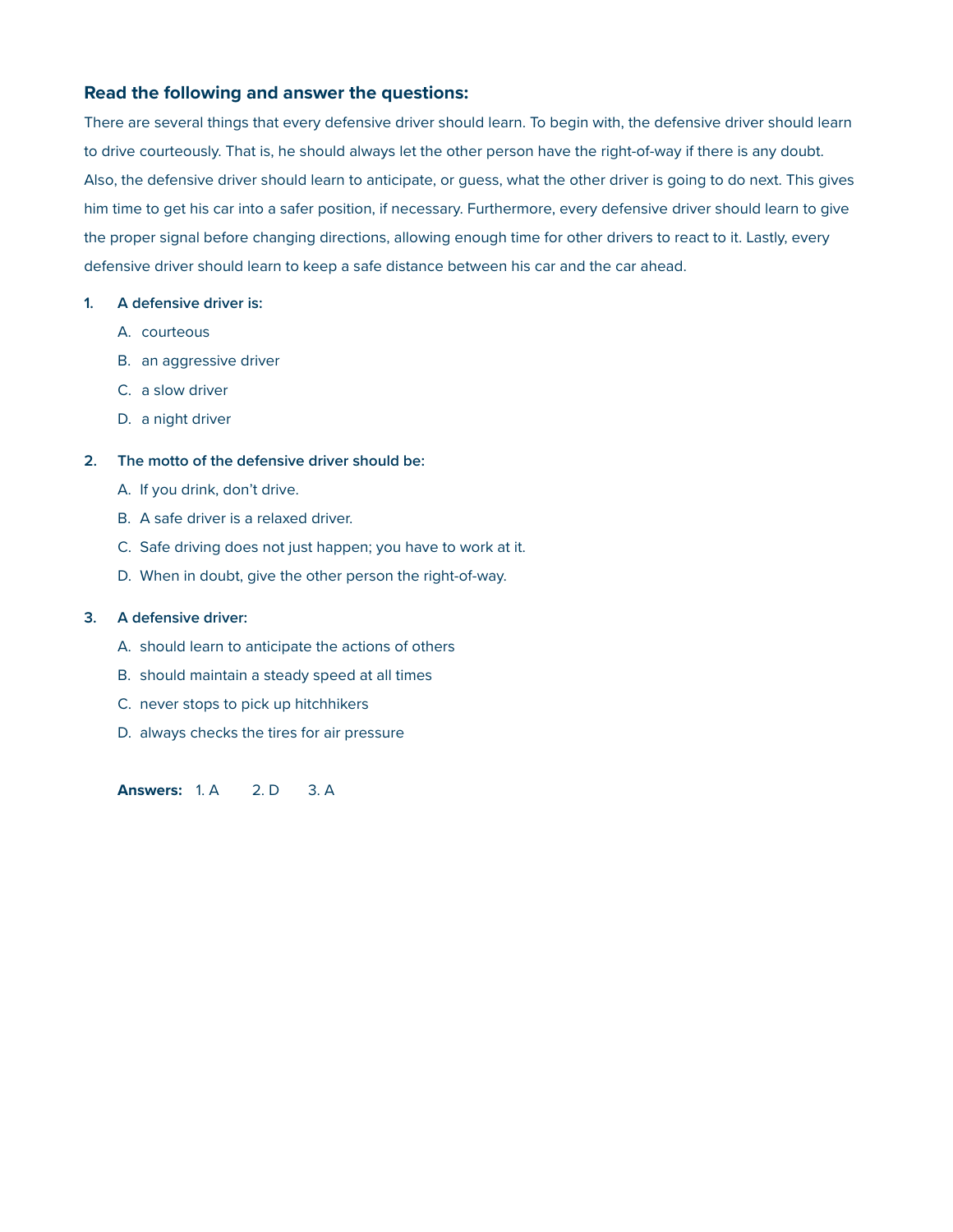### Read the following and answer the questions:

There are several things that every defensive driver should learn. To begin with, the defensive driver should learn to drive courteously. That is, he should always let the other person have the right-of-way if there is any doubt. Also, the defensive driver should learn to anticipate, or guess, what the other driver is going to do next. This gives him time to get his car into a safer position, if necessary. Furthermore, every defensive driver should learn to give the proper signal before changing directions, allowing enough time for other drivers to react to it. Lastly, every defensive driver should learn to keep a safe distance between his car and the car ahead.

**1. A defensive driver is:**

A. courteous

B. an aggressive driver

C. a slow driver

D. a night driver

**2. The motto of the defensive driver should be:**

A. If you drink, don't drive.

B. A safe driver is a relaxed driver.

C. Safe driving does not just happen; you have to work at it.

D. When in doubt, give the other person the right-of-way.

**3. A defensive driver:**

A. should learn to anticipate the actions of others

B. should maintain a steady speed at all times

C. never stops to pick up hitchhikers

D. always checks the tires for air pressure

**Answers:** 1. A 2. D 3. A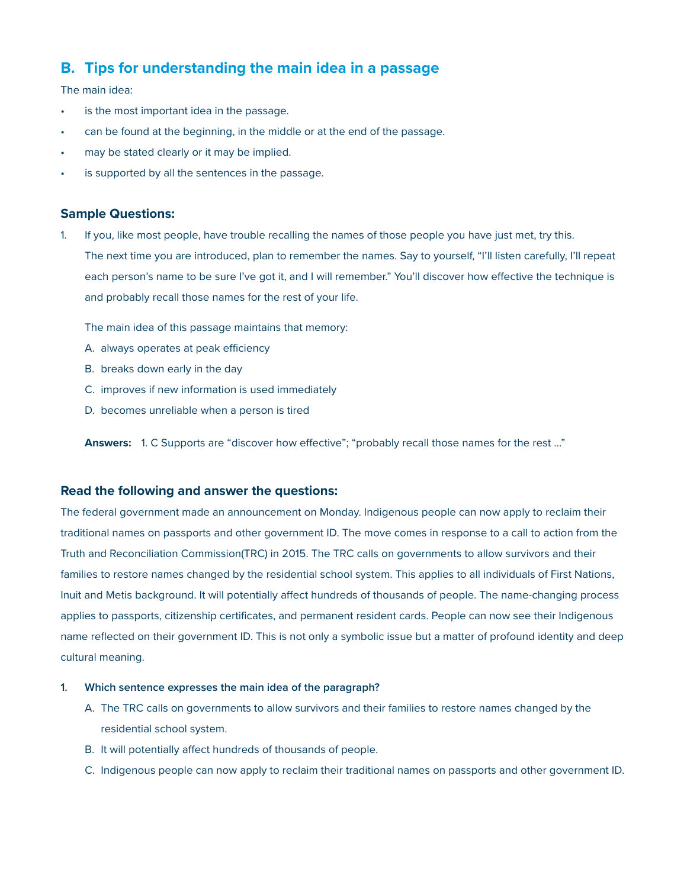## B. Tips for understanding the main idea in a passage

The main idea:

- is the most important idea in the passage.
- can be found at the beginning, in the middle or at the end of the passage.
- may be stated clearly or it may be implied.
- is supported by all the sentences in the passage.

### Sample Questions:

1. If you, like most people, have trouble recalling the names of those people you have just met, try this. The next time you are introduced, plan to remember the names. Say to yourself, "I'll listen carefully, I'll repeat each person's name to be sure I've got it, and I will remember." You'll discover how effective the technique is and probably recall those names for the rest of your life.

   The main idea of this passage maintains that memory:

   A. always operates at peak efficiency

   B. breaks down early in the day

   C. improves if new information is used immediately

   D. becomes unreliable when a person is tired

   **Answers:** 1. C Supports are "discover how effective"; "probably recall those names for the rest ..."

### Read the following and answer the questions:

The federal government made an announcement on Monday. Indigenous people can now apply to reclaim their traditional names on passports and other government ID. The move comes in response to a call to action from the Truth and Reconciliation Commission(TRC) in 2015. The TRC calls on governments to allow survivors and their families to restore names changed by the residential school system. This applies to all individuals of First Nations, Inuit and Metis background. It will potentially affect hundreds of thousands of people. The name-changing process applies to passports, citizenship certificates, and permanent resident cards. People can now see their Indigenous name reflected on their government ID. This is not only a symbolic issue but a matter of profound identity and deep cultural meaning.

1. **Which sentence expresses the main idea of the paragraph?**

   A. The TRC calls on governments to allow survivors and their families to restore names changed by the residential school system.

   B. It will potentially affect hundreds of thousands of people.

   C. Indigenous people can now apply to reclaim their traditional names on passports and other government ID.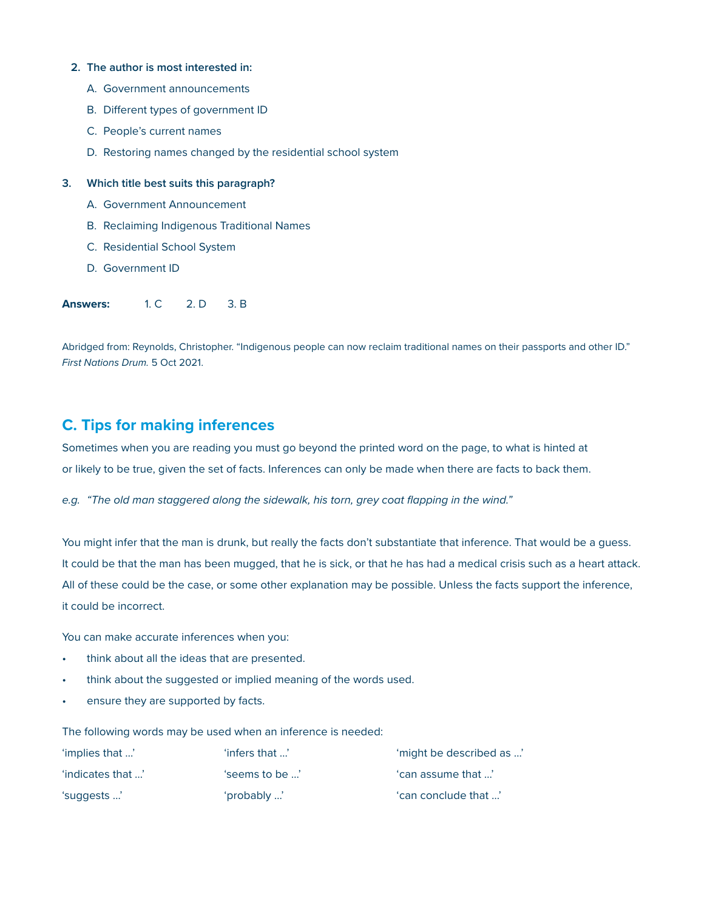2. **The author is most interested in:**
   A. Government announcements
   B. Different types of government ID
   C. People's current names
   D. Restoring names changed by the residential school system

3. **Which title best suits this paragraph?**
   A. Government Announcement
   B. Reclaiming Indigenous Traditional Names
   C. Residential School System
   D. Government ID

**Answers:** 1. C 2. D 3. B

Abridged from: Reynolds, Christopher. "Indigenous people can now reclaim traditional names on their passports and other ID." *First Nations Drum.* 5 Oct 2021.

## C. Tips for making inferences

Sometimes when you are reading you must go beyond the printed word on the page, to what is hinted at or likely to be true, given the set of facts. Inferences can only be made when there are facts to back them.

*e.g. "The old man staggered along the sidewalk, his torn, grey coat flapping in the wind."*

You might infer that the man is drunk, but really the facts don't substantiate that inference. That would be a guess. It could be that the man has been mugged, that he is sick, or that he has had a medical crisis such as a heart attack. All of these could be the case, or some other explanation may be possible. Unless the facts support the inference, it could be incorrect.

You can make accurate inferences when you:

- think about all the ideas that are presented.
- think about the suggested or implied meaning of the words used.
- ensure they are supported by facts.

The following words may be used when an inference is needed:

| | | |
|---|---|---|
| 'implies that …' | 'infers that …' | 'might be described as …' |
| 'indicates that …' | 'seems to be …' | 'can assume that …' |
| 'suggests …' | 'probably …' | 'can conclude that …' |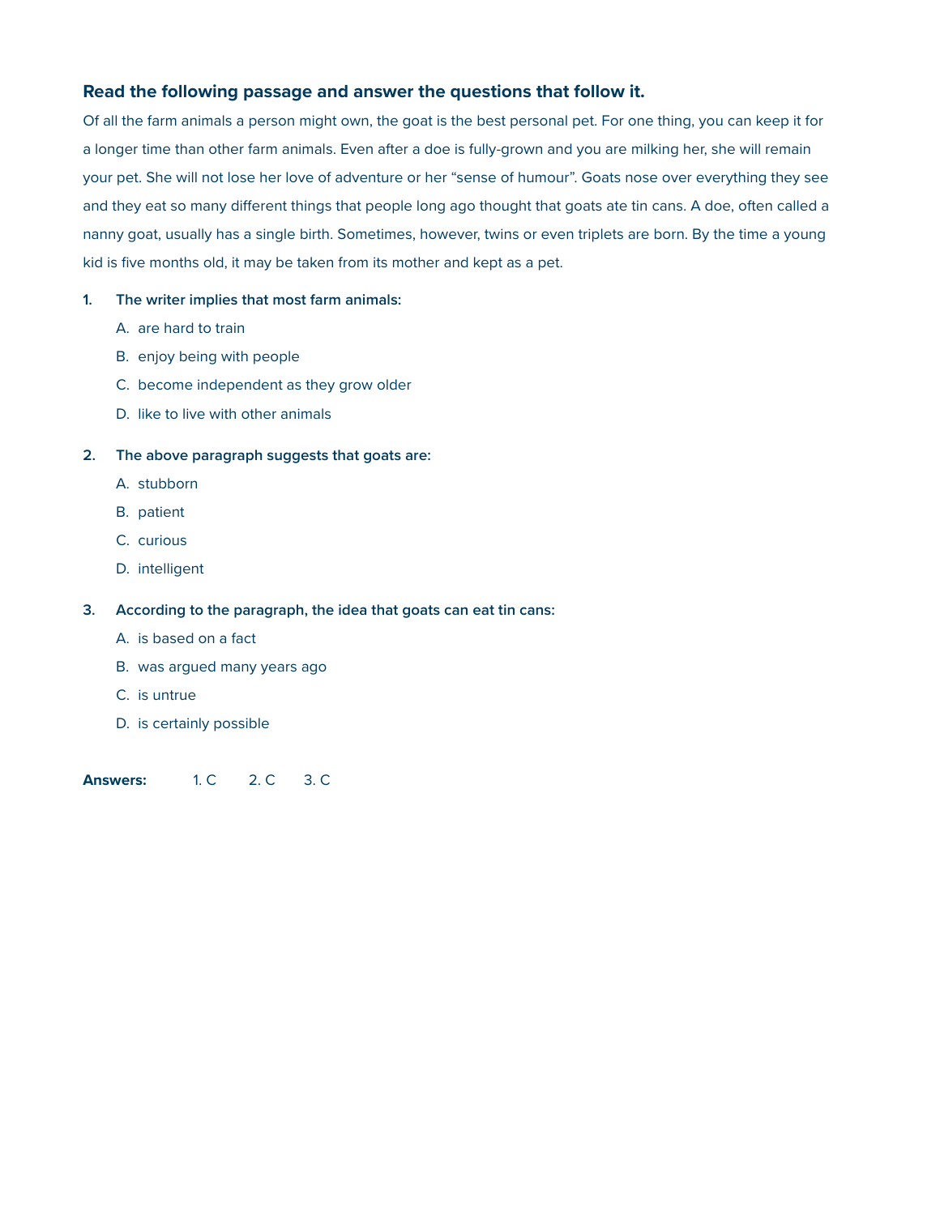### Read the following passage and answer the questions that follow it.

Of all the farm animals a person might own, the goat is the best personal pet. For one thing, you can keep it for a longer time than other farm animals. Even after a doe is fully-grown and you are milking her, she will remain your pet. She will not lose her love of adventure or her "sense of humour". Goats nose over everything they see and they eat so many different things that people long ago thought that goats ate tin cans. A doe, often called a nanny goat, usually has a single birth. Sometimes, however, twins or even triplets are born. By the time a young kid is five months old, it may be taken from its mother and kept as a pet.

**1. The writer implies that most farm animals:**

A. are hard to train

B. enjoy being with people

C. become independent as they grow older

D. like to live with other animals

**2. The above paragraph suggests that goats are:**

A. stubborn

B. patient

C. curious

D. intelligent

**3. According to the paragraph, the idea that goats can eat tin cans:**

A. is based on a fact

B. was argued many years ago

C. is untrue

D. is certainly possible

**Answers:** 1. C 2. C 3. C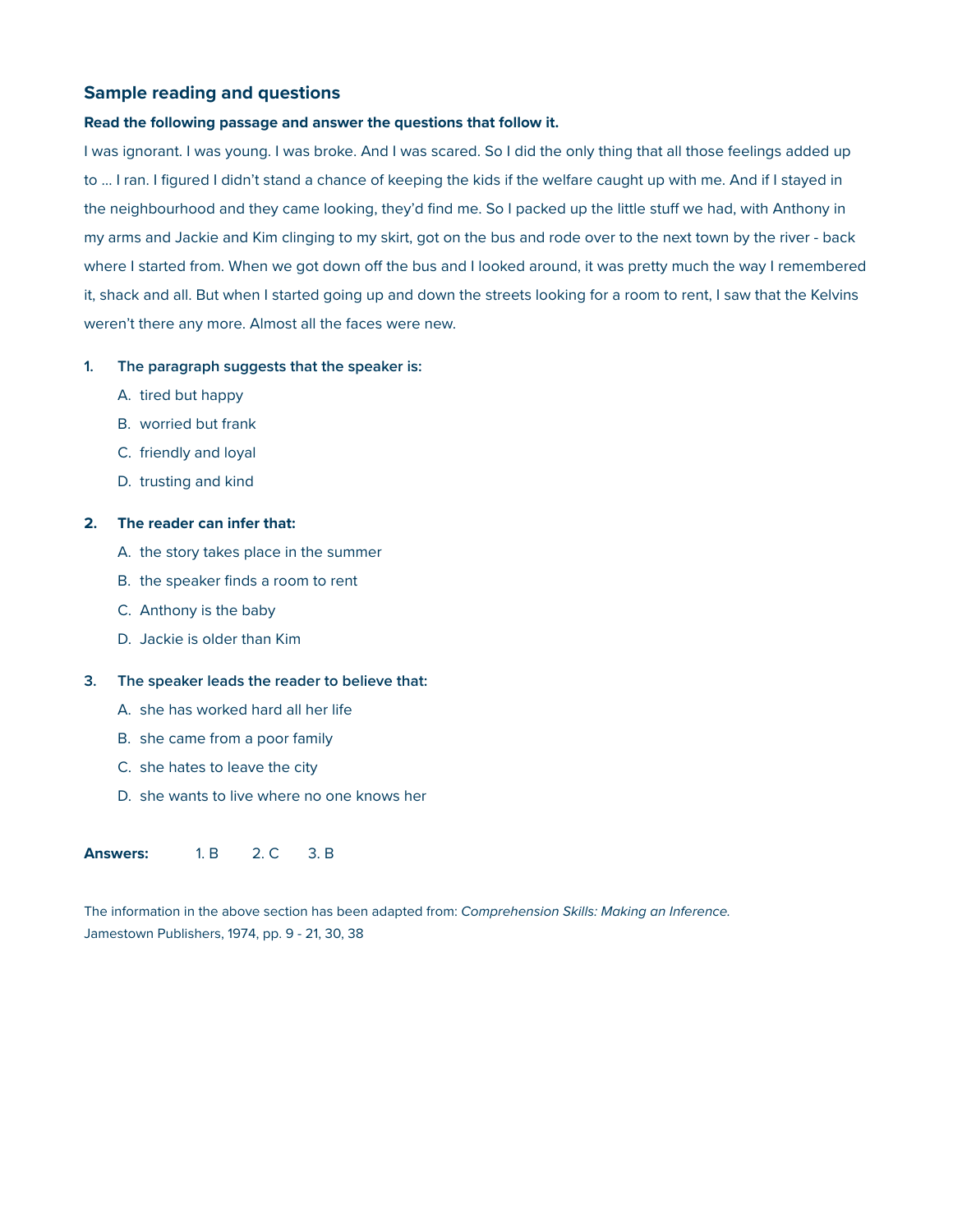## Sample reading and questions

**Read the following passage and answer the questions that follow it.**

I was ignorant. I was young. I was broke. And I was scared. So I did the only thing that all those feelings added up to ... I ran. I figured I didn't stand a chance of keeping the kids if the welfare caught up with me. And if I stayed in the neighbourhood and they came looking, they'd find me. So I packed up the little stuff we had, with Anthony in my arms and Jackie and Kim clinging to my skirt, got on the bus and rode over to the next town by the river - back where I started from. When we got down off the bus and I looked around, it was pretty much the way I remembered it, shack and all. But when I started going up and down the streets looking for a room to rent, I saw that the Kelvins weren't there any more. Almost all the faces were new.

1. **The paragraph suggests that the speaker is:**
   - A. tired but happy
   - B. worried but frank
   - C. friendly and loyal
   - D. trusting and kind

2. **The reader can infer that:**
   - A. the story takes place in the summer
   - B. the speaker finds a room to rent
   - C. Anthony is the baby
   - D. Jackie is older than Kim

3. **The speaker leads the reader to believe that:**
   - A. she has worked hard all her life
   - B. she came from a poor family
   - C. she hates to leave the city
   - D. she wants to live where no one knows her

**Answers:** 1. B 2. C 3. B

The information in the above section has been adapted from: *Comprehension Skills: Making an Inference.* Jamestown Publishers, 1974, pp. 9 - 21, 30, 38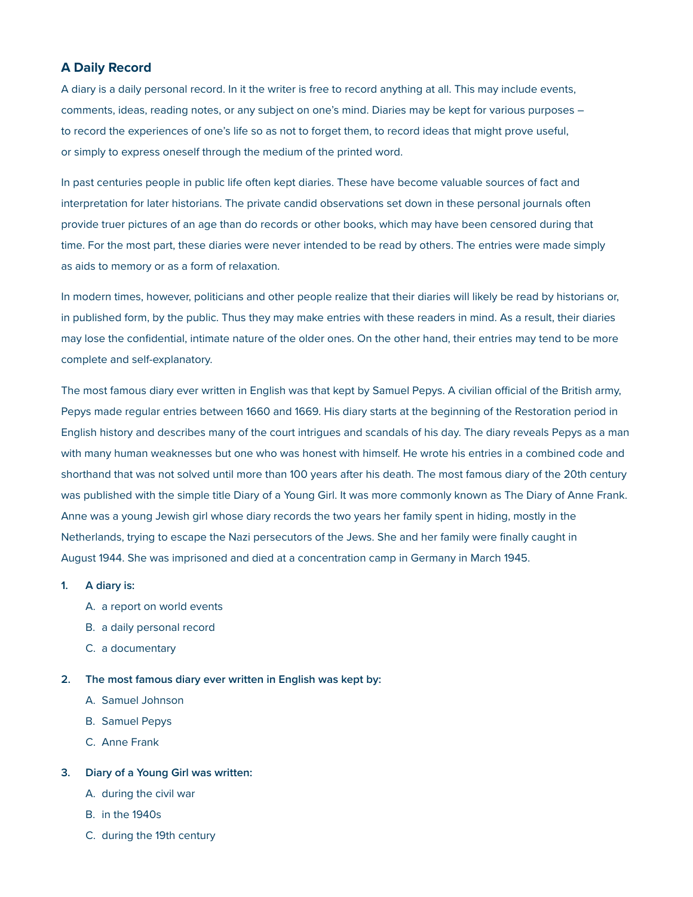### A Daily Record

A diary is a daily personal record. In it the writer is free to record anything at all. This may include events, comments, ideas, reading notes, or any subject on one's mind. Diaries may be kept for various purposes – to record the experiences of one's life so as not to forget them, to record ideas that might prove useful, or simply to express oneself through the medium of the printed word.

In past centuries people in public life often kept diaries. These have become valuable sources of fact and interpretation for later historians. The private candid observations set down in these personal journals often provide truer pictures of an age than do records or other books, which may have been censored during that time. For the most part, these diaries were never intended to be read by others. The entries were made simply as aids to memory or as a form of relaxation.

In modern times, however, politicians and other people realize that their diaries will likely be read by historians or, in published form, by the public. Thus they may make entries with these readers in mind. As a result, their diaries may lose the confidential, intimate nature of the older ones. On the other hand, their entries may tend to be more complete and self-explanatory.

The most famous diary ever written in English was that kept by Samuel Pepys. A civilian official of the British army, Pepys made regular entries between 1660 and 1669. His diary starts at the beginning of the Restoration period in English history and describes many of the court intrigues and scandals of his day. The diary reveals Pepys as a man with many human weaknesses but one who was honest with himself. He wrote his entries in a combined code and shorthand that was not solved until more than 100 years after his death. The most famous diary of the 20th century was published with the simple title Diary of a Young Girl. It was more commonly known as The Diary of Anne Frank. Anne was a young Jewish girl whose diary records the two years her family spent in hiding, mostly in the Netherlands, trying to escape the Nazi persecutors of the Jews. She and her family were finally caught in August 1944. She was imprisoned and died at a concentration camp in Germany in March 1945.

**1. A diary is:**

A. a report on world events

B. a daily personal record

C. a documentary

**2. The most famous diary ever written in English was kept by:**

A. Samuel Johnson

B. Samuel Pepys

C. Anne Frank

**3. Diary of a Young Girl was written:**

A. during the civil war

B. in the 1940s

C. during the 19th century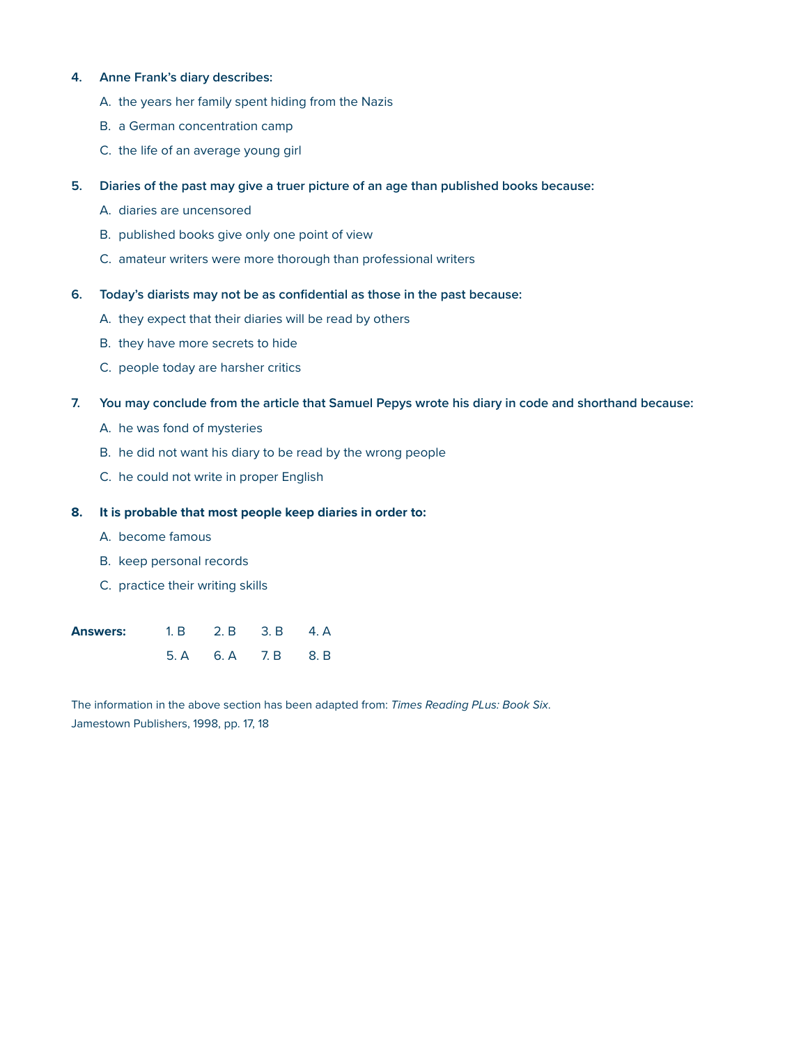**4. Anne Frank's diary describes:**

A. the years her family spent hiding from the Nazis

B. a German concentration camp

C. the life of an average young girl

**5. Diaries of the past may give a truer picture of an age than published books because:**

A. diaries are uncensored

B. published books give only one point of view

C. amateur writers were more thorough than professional writers

**6. Today's diarists may not be as confidential as those in the past because:**

A. they expect that their diaries will be read by others

B. they have more secrets to hide

C. people today are harsher critics

**7. You may conclude from the article that Samuel Pepys wrote his diary in code and shorthand because:**

A. he was fond of mysteries

B. he did not want his diary to be read by the wrong people

C. he could not write in proper English

**8. It is probable that most people keep diaries in order to:**

A. become famous

B. keep personal records

C. practice their writing skills

| **Answers:** | 1. B | 2. B | 3. B | 4. A |
|---|---|---|---|---|
| | 5. A | 6. A | 7. B | 8. B |

The information in the above section has been adapted from: *Times Reading PLus: Book Six*. Jamestown Publishers, 1998, pp. 17, 18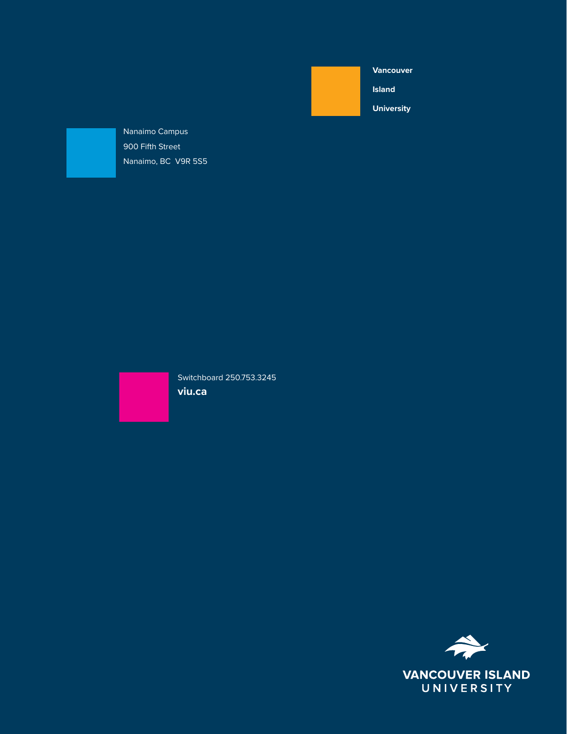**Vancouver**

**Island**

**University**

Nanaimo Campus
900 Fifth Street
Nanaimo, BC  V9R 5S5

Switchboard 250.753.3245
**viu.ca**

VANCOUVER ISLAND
UNIVERSITY